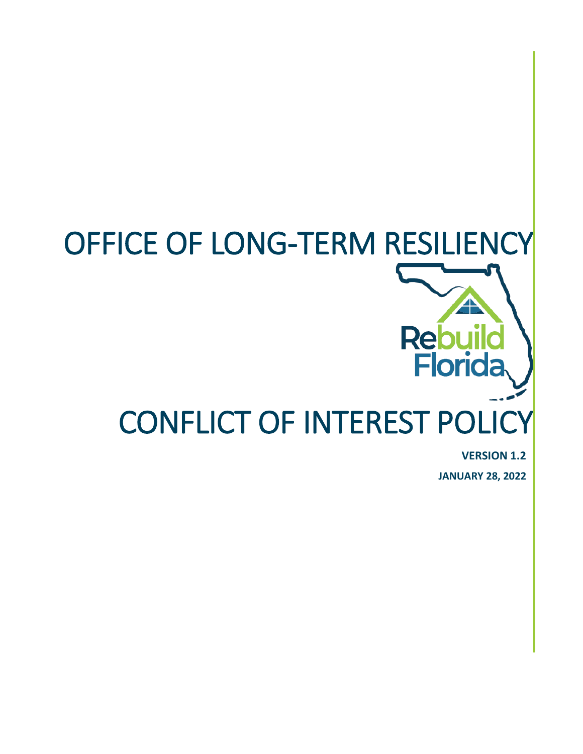# OFFICE OF LONG-TERM RESILIENCY

Rebuild Florida

# CONFLICT OF INTEREST POLICY

**VERSION 1.2**

**JANUARY 28, 2022**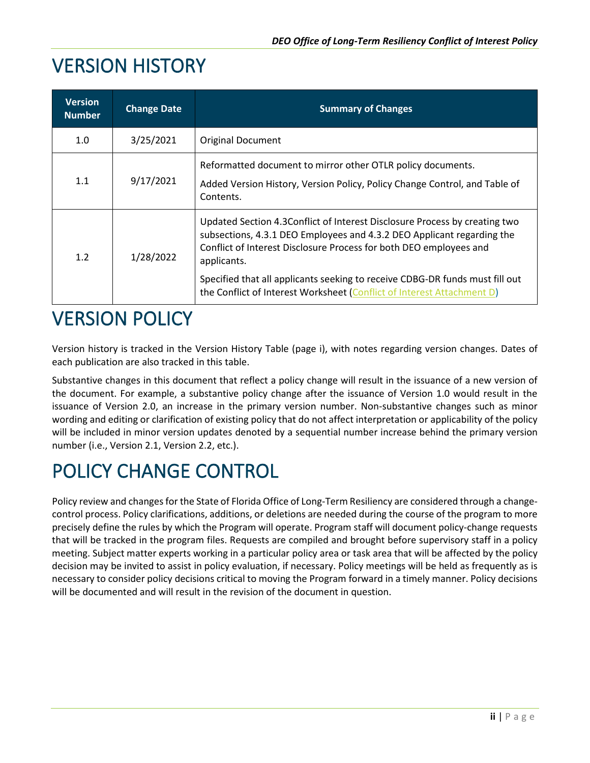# VERSION HISTORY

| Version Number | Change Date | Summary of Changes |
|---|---|---|
| 1.0 | 3/25/2021 | Original Document |
| 1.1 | 9/17/2021 | Reformatted document to mirror other OTLR policy documents.<br><br>Added Version History, Version Policy, Policy Change Control, and Table of Contents. |
| 1.2 | 1/28/2022 | Updated Section 4.3Conflict of Interest Disclosure Process by creating two subsections, 4.3.1 DEO Employees and 4.3.2 DEO Applicant regarding the Conflict of Interest Disclosure Process for both DEO employees and applicants.<br><br>Specified that all applicants seeking to receive CDBG-DR funds must fill out the Conflict of Interest Worksheet (Conflict of Interest Attachment D) |

# VERSION POLICY

Version history is tracked in the Version History Table (page i), with notes regarding version changes. Dates of each publication are also tracked in this table.

Substantive changes in this document that reflect a policy change will result in the issuance of a new version of the document. For example, a substantive policy change after the issuance of Version 1.0 would result in the issuance of Version 2.0, an increase in the primary version number. Non-substantive changes such as minor wording and editing or clarification of existing policy that do not affect interpretation or applicability of the policy will be included in minor version updates denoted by a sequential number increase behind the primary version number (i.e., Version 2.1, Version 2.2, etc.).

# POLICY CHANGE CONTROL

Policy review and changes for the State of Florida Office of Long-Term Resiliency are considered through a change-control process. Policy clarifications, additions, or deletions are needed during the course of the program to more precisely define the rules by which the Program will operate. Program staff will document policy-change requests that will be tracked in the program files. Requests are compiled and brought before supervisory staff in a policy meeting. Subject matter experts working in a particular policy area or task area that will be affected by the policy decision may be invited to assist in policy evaluation, if necessary. Policy meetings will be held as frequently as is necessary to consider policy decisions critical to moving the Program forward in a timely manner. Policy decisions will be documented and will result in the revision of the document in question.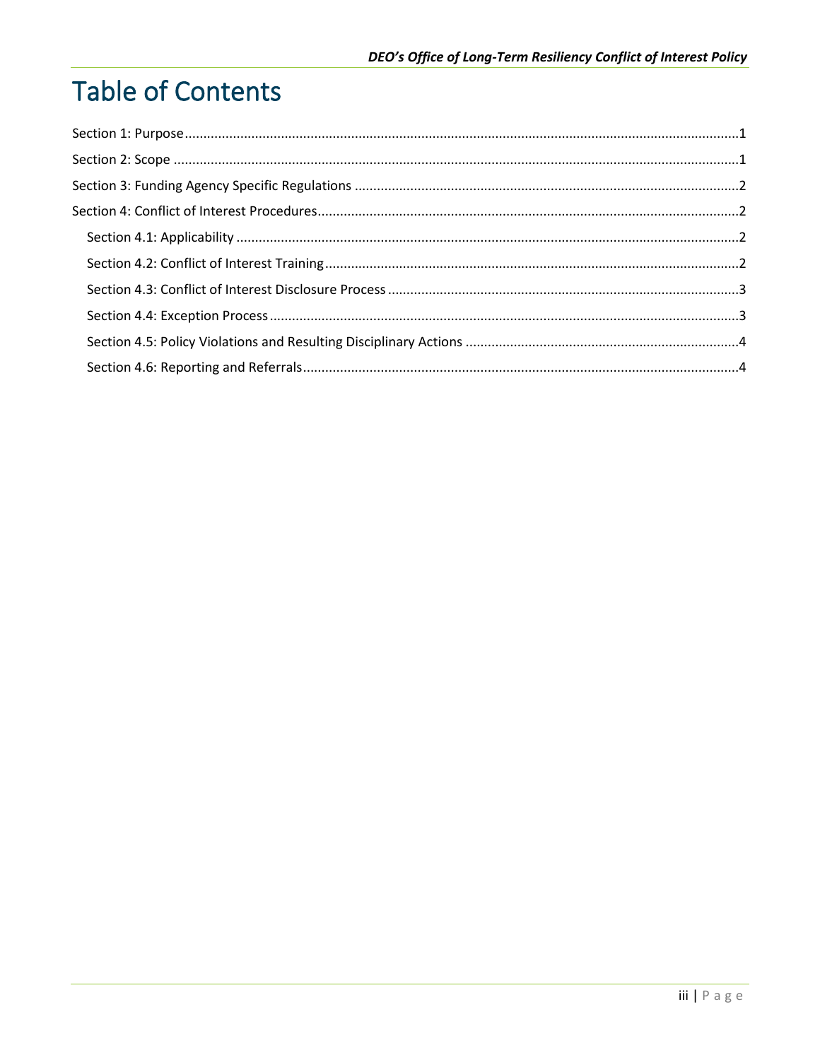# Table of Contents

Section 1: Purpose ... 1

Section 2: Scope ... 1

Section 3: Funding Agency Specific Regulations ... 2

Section 4: Conflict of Interest Procedures ... 2

- Section 4.1: Applicability ... 2
- Section 4.2: Conflict of Interest Training ... 2
- Section 4.3: Conflict of Interest Disclosure Process ... 3
- Section 4.4: Exception Process ... 3
- Section 4.5: Policy Violations and Resulting Disciplinary Actions ... 4
- Section 4.6: Reporting and Referrals ... 4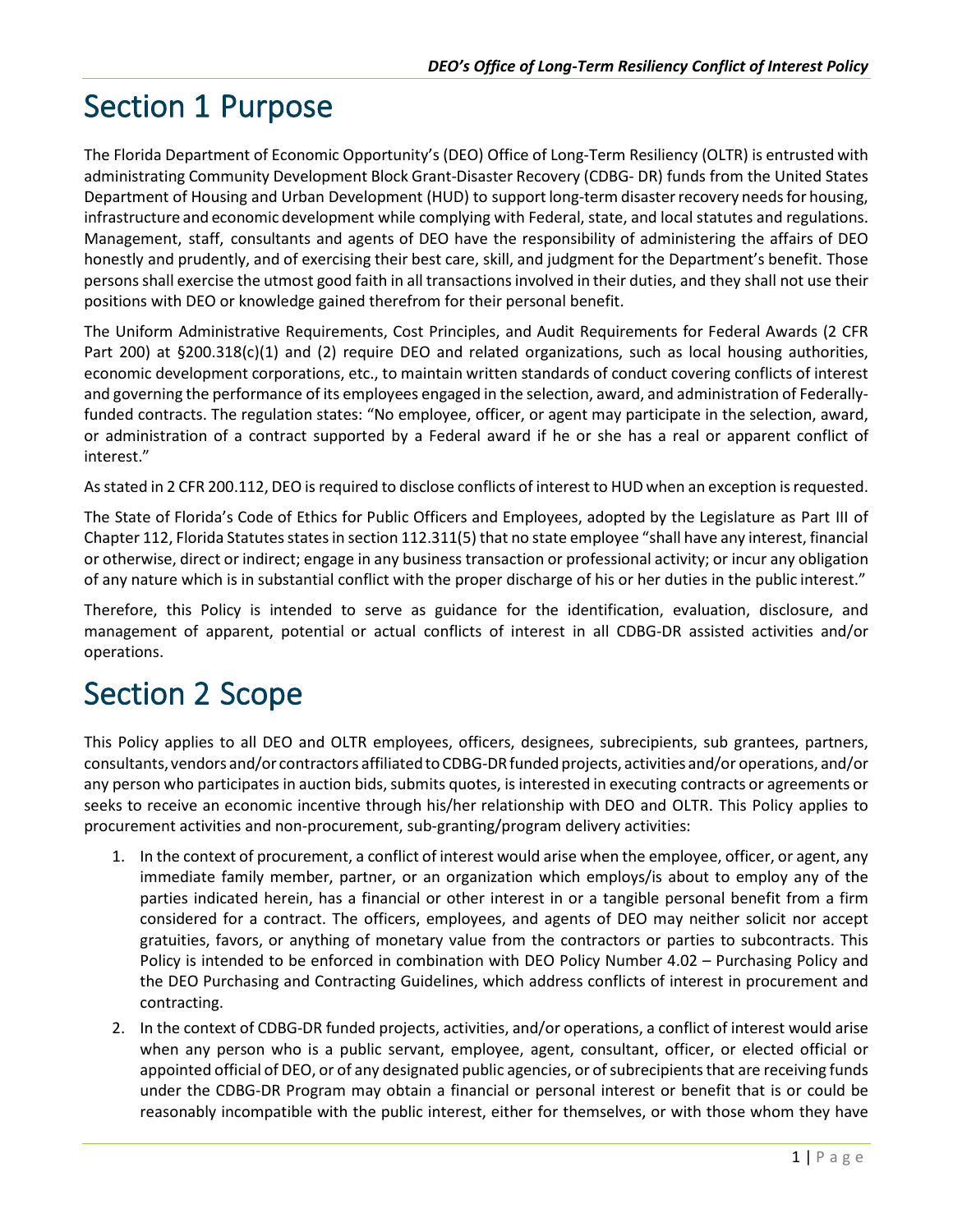# Section 1 Purpose

The Florida Department of Economic Opportunity's (DEO) Office of Long-Term Resiliency (OLTR) is entrusted with administrating Community Development Block Grant-Disaster Recovery (CDBG- DR) funds from the United States Department of Housing and Urban Development (HUD) to support long-term disaster recovery needs for housing, infrastructure and economic development while complying with Federal, state, and local statutes and regulations. Management, staff, consultants and agents of DEO have the responsibility of administering the affairs of DEO honestly and prudently, and of exercising their best care, skill, and judgment for the Department's benefit. Those persons shall exercise the utmost good faith in all transactions involved in their duties, and they shall not use their positions with DEO or knowledge gained therefrom for their personal benefit.

The Uniform Administrative Requirements, Cost Principles, and Audit Requirements for Federal Awards (2 CFR Part 200) at §200.318(c)(1) and (2) require DEO and related organizations, such as local housing authorities, economic development corporations, etc., to maintain written standards of conduct covering conflicts of interest and governing the performance of its employees engaged in the selection, award, and administration of Federally-funded contracts. The regulation states: "No employee, officer, or agent may participate in the selection, award, or administration of a contract supported by a Federal award if he or she has a real or apparent conflict of interest."

As stated in 2 CFR 200.112, DEO is required to disclose conflicts of interest to HUD when an exception is requested.

The State of Florida's Code of Ethics for Public Officers and Employees, adopted by the Legislature as Part III of Chapter 112, Florida Statutes states in section 112.311(5) that no state employee "shall have any interest, financial or otherwise, direct or indirect; engage in any business transaction or professional activity; or incur any obligation of any nature which is in substantial conflict with the proper discharge of his or her duties in the public interest."

Therefore, this Policy is intended to serve as guidance for the identification, evaluation, disclosure, and management of apparent, potential or actual conflicts of interest in all CDBG-DR assisted activities and/or operations.

# Section 2 Scope

This Policy applies to all DEO and OLTR employees, officers, designees, subrecipients, sub grantees, partners, consultants, vendors and/or contractors affiliated to CDBG-DR funded projects, activities and/or operations, and/or any person who participates in auction bids, submits quotes, is interested in executing contracts or agreements or seeks to receive an economic incentive through his/her relationship with DEO and OLTR. This Policy applies to procurement activities and non-procurement, sub-granting/program delivery activities:

1. In the context of procurement, a conflict of interest would arise when the employee, officer, or agent, any immediate family member, partner, or an organization which employs/is about to employ any of the parties indicated herein, has a financial or other interest in or a tangible personal benefit from a firm considered for a contract. The officers, employees, and agents of DEO may neither solicit nor accept gratuities, favors, or anything of monetary value from the contractors or parties to subcontracts. This Policy is intended to be enforced in combination with DEO Policy Number 4.02 – Purchasing Policy and the DEO Purchasing and Contracting Guidelines, which address conflicts of interest in procurement and contracting.
2. In the context of CDBG-DR funded projects, activities, and/or operations, a conflict of interest would arise when any person who is a public servant, employee, agent, consultant, officer, or elected official or appointed official of DEO, or of any designated public agencies, or of subrecipients that are receiving funds under the CDBG-DR Program may obtain a financial or personal interest or benefit that is or could be reasonably incompatible with the public interest, either for themselves, or with those whom they have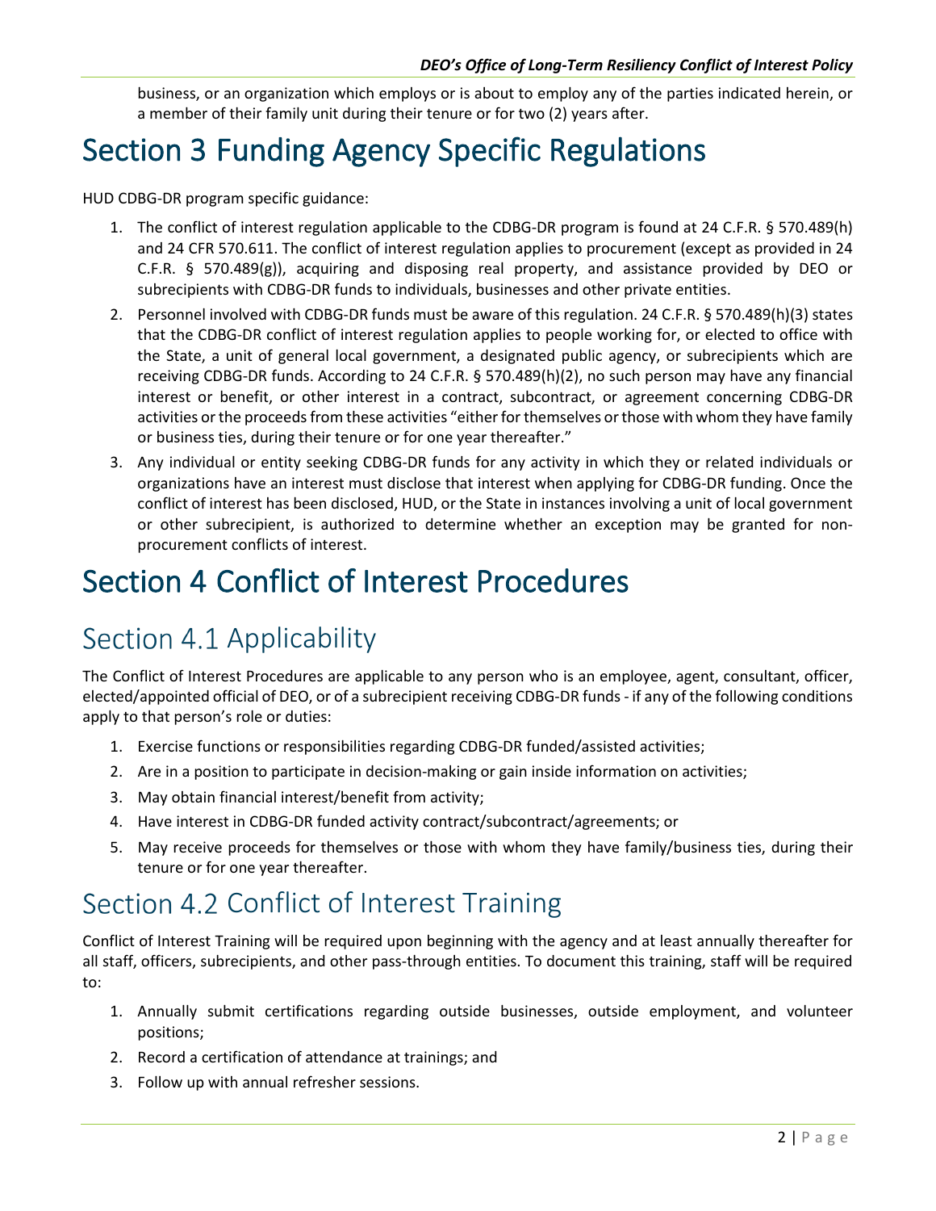business, or an organization which employs or is about to employ any of the parties indicated herein, or a member of their family unit during their tenure or for two (2) years after.

# Section 3 Funding Agency Specific Regulations

HUD CDBG-DR program specific guidance:

1. The conflict of interest regulation applicable to the CDBG-DR program is found at 24 C.F.R. § 570.489(h) and 24 CFR 570.611. The conflict of interest regulation applies to procurement (except as provided in 24 C.F.R. § 570.489(g)), acquiring and disposing real property, and assistance provided by DEO or subrecipients with CDBG-DR funds to individuals, businesses and other private entities.
2. Personnel involved with CDBG-DR funds must be aware of this regulation. 24 C.F.R. § 570.489(h)(3) states that the CDBG-DR conflict of interest regulation applies to people working for, or elected to office with the State, a unit of general local government, a designated public agency, or subrecipients which are receiving CDBG-DR funds. According to 24 C.F.R. § 570.489(h)(2), no such person may have any financial interest or benefit, or other interest in a contract, subcontract, or agreement concerning CDBG-DR activities or the proceeds from these activities "either for themselves or those with whom they have family or business ties, during their tenure or for one year thereafter."
3. Any individual or entity seeking CDBG-DR funds for any activity in which they or related individuals or organizations have an interest must disclose that interest when applying for CDBG-DR funding. Once the conflict of interest has been disclosed, HUD, or the State in instances involving a unit of local government or other subrecipient, is authorized to determine whether an exception may be granted for non-procurement conflicts of interest.

# Section 4 Conflict of Interest Procedures

## Section 4.1 Applicability

The Conflict of Interest Procedures are applicable to any person who is an employee, agent, consultant, officer, elected/appointed official of DEO, or of a subrecipient receiving CDBG-DR funds - if any of the following conditions apply to that person's role or duties:

1. Exercise functions or responsibilities regarding CDBG-DR funded/assisted activities;
2. Are in a position to participate in decision-making or gain inside information on activities;
3. May obtain financial interest/benefit from activity;
4. Have interest in CDBG-DR funded activity contract/subcontract/agreements; or
5. May receive proceeds for themselves or those with whom they have family/business ties, during their tenure or for one year thereafter.

## Section 4.2 Conflict of Interest Training

Conflict of Interest Training will be required upon beginning with the agency and at least annually thereafter for all staff, officers, subrecipients, and other pass-through entities. To document this training, staff will be required to:

1. Annually submit certifications regarding outside businesses, outside employment, and volunteer positions;
2. Record a certification of attendance at trainings; and
3. Follow up with annual refresher sessions.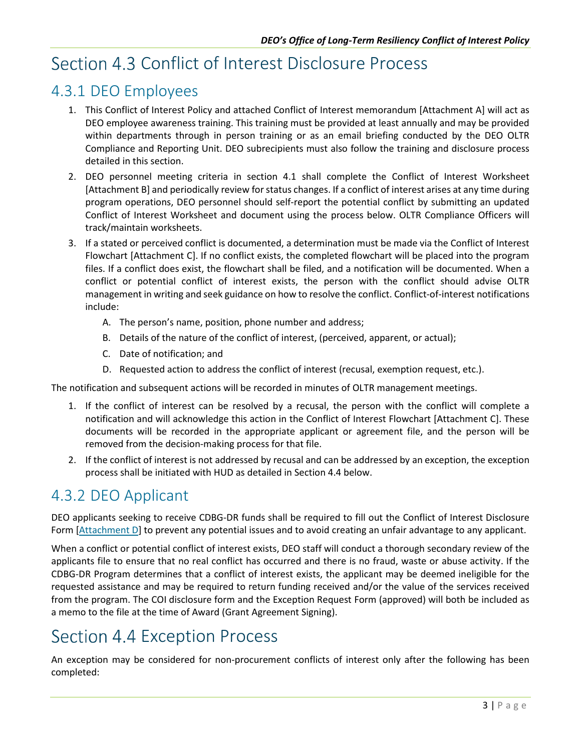# Section 4.3 Conflict of Interest Disclosure Process

## 4.3.1 DEO Employees

1. This Conflict of Interest Policy and attached Conflict of Interest memorandum [Attachment A] will act as DEO employee awareness training. This training must be provided at least annually and may be provided within departments through in person training or as an email briefing conducted by the DEO OLTR Compliance and Reporting Unit. DEO subrecipients must also follow the training and disclosure process detailed in this section.
2. DEO personnel meeting criteria in section 4.1 shall complete the Conflict of Interest Worksheet [Attachment B] and periodically review for status changes. If a conflict of interest arises at any time during program operations, DEO personnel should self-report the potential conflict by submitting an updated Conflict of Interest Worksheet and document using the process below. OLTR Compliance Officers will track/maintain worksheets.
3. If a stated or perceived conflict is documented, a determination must be made via the Conflict of Interest Flowchart [Attachment C]. If no conflict exists, the completed flowchart will be placed into the program files. If a conflict does exist, the flowchart shall be filed, and a notification will be documented. When a conflict or potential conflict of interest exists, the person with the conflict should advise OLTR management in writing and seek guidance on how to resolve the conflict. Conflict-of-interest notifications include:
   - A. The person's name, position, phone number and address;
   - B. Details of the nature of the conflict of interest, (perceived, apparent, or actual);
   - C. Date of notification; and
   - D. Requested action to address the conflict of interest (recusal, exemption request, etc.).

The notification and subsequent actions will be recorded in minutes of OLTR management meetings.

1. If the conflict of interest can be resolved by a recusal, the person with the conflict will complete a notification and will acknowledge this action in the Conflict of Interest Flowchart [Attachment C]. These documents will be recorded in the appropriate applicant or agreement file, and the person will be removed from the decision-making process for that file.
2. If the conflict of interest is not addressed by recusal and can be addressed by an exception, the exception process shall be initiated with HUD as detailed in Section 4.4 below.

## 4.3.2 DEO Applicant

DEO applicants seeking to receive CDBG-DR funds shall be required to fill out the Conflict of Interest Disclosure Form [Attachment D] to prevent any potential issues and to avoid creating an unfair advantage to any applicant.

When a conflict or potential conflict of interest exists, DEO staff will conduct a thorough secondary review of the applicants file to ensure that no real conflict has occurred and there is no fraud, waste or abuse activity. If the CDBG-DR Program determines that a conflict of interest exists, the applicant may be deemed ineligible for the requested assistance and may be required to return funding received and/or the value of the services received from the program. The COI disclosure form and the Exception Request Form (approved) will both be included as a memo to the file at the time of Award (Grant Agreement Signing).

# Section 4.4 Exception Process

An exception may be considered for non-procurement conflicts of interest only after the following has been completed: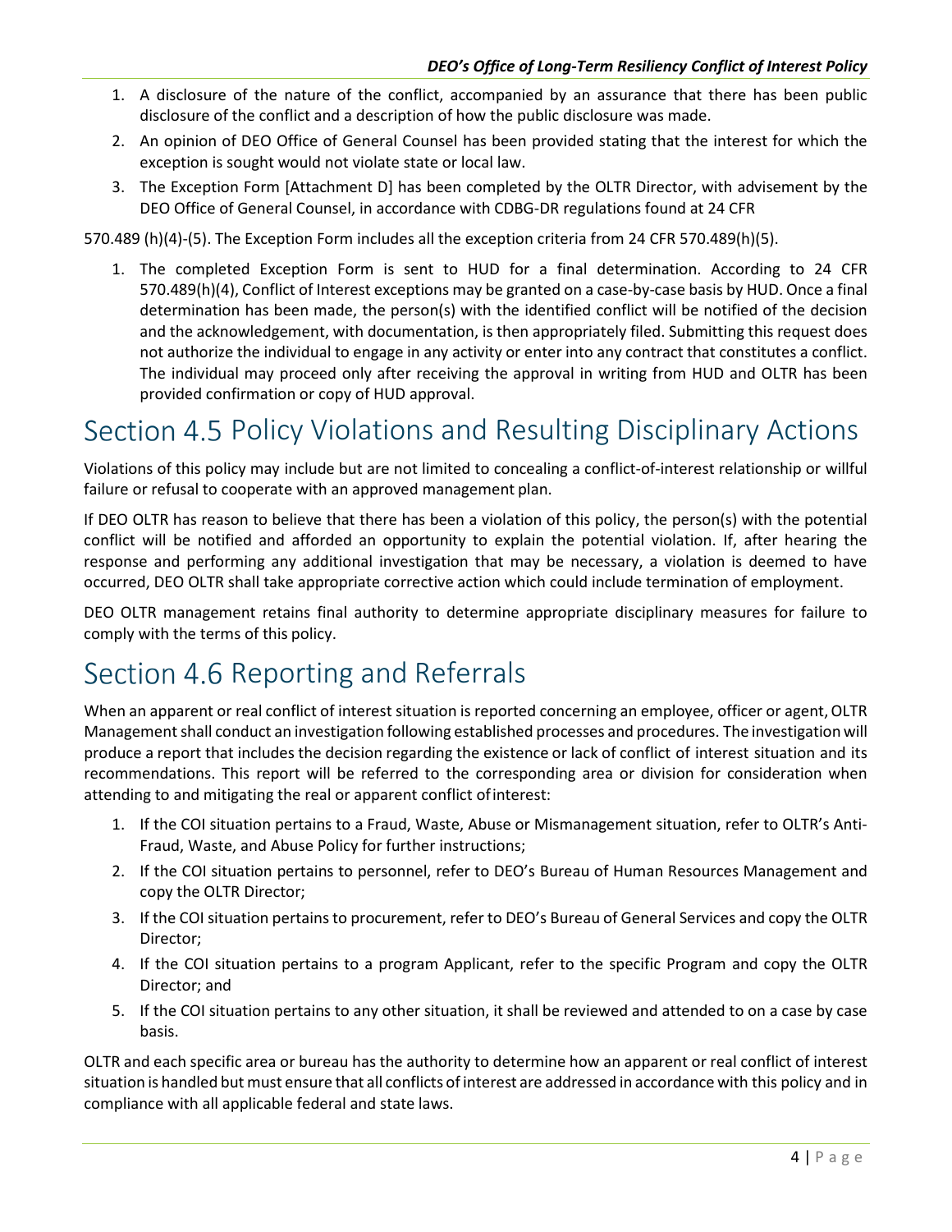1. A disclosure of the nature of the conflict, accompanied by an assurance that there has been public disclosure of the conflict and a description of how the public disclosure was made.
2. An opinion of DEO Office of General Counsel has been provided stating that the interest for which the exception is sought would not violate state or local law.
3. The Exception Form [Attachment D] has been completed by the OLTR Director, with advisement by the DEO Office of General Counsel, in accordance with CDBG-DR regulations found at 24 CFR

570.489 (h)(4)-(5). The Exception Form includes all the exception criteria from 24 CFR 570.489(h)(5).

1. The completed Exception Form is sent to HUD for a final determination. According to 24 CFR 570.489(h)(4), Conflict of Interest exceptions may be granted on a case-by-case basis by HUD. Once a final determination has been made, the person(s) with the identified conflict will be notified of the decision and the acknowledgement, with documentation, is then appropriately filed. Submitting this request does not authorize the individual to engage in any activity or enter into any contract that constitutes a conflict. The individual may proceed only after receiving the approval in writing from HUD and OLTR has been provided confirmation or copy of HUD approval.

# Section 4.5 Policy Violations and Resulting Disciplinary Actions

Violations of this policy may include but are not limited to concealing a conflict-of-interest relationship or willful failure or refusal to cooperate with an approved management plan.

If DEO OLTR has reason to believe that there has been a violation of this policy, the person(s) with the potential conflict will be notified and afforded an opportunity to explain the potential violation. If, after hearing the response and performing any additional investigation that may be necessary, a violation is deemed to have occurred, DEO OLTR shall take appropriate corrective action which could include termination of employment.

DEO OLTR management retains final authority to determine appropriate disciplinary measures for failure to comply with the terms of this policy.

# Section 4.6 Reporting and Referrals

When an apparent or real conflict of interest situation is reported concerning an employee, officer or agent, OLTR Management shall conduct an investigation following established processes and procedures. The investigation will produce a report that includes the decision regarding the existence or lack of conflict of interest situation and its recommendations. This report will be referred to the corresponding area or division for consideration when attending to and mitigating the real or apparent conflict of interest:

1. If the COI situation pertains to a Fraud, Waste, Abuse or Mismanagement situation, refer to OLTR's Anti-Fraud, Waste, and Abuse Policy for further instructions;
2. If the COI situation pertains to personnel, refer to DEO's Bureau of Human Resources Management and copy the OLTR Director;
3. If the COI situation pertains to procurement, refer to DEO's Bureau of General Services and copy the OLTR Director;
4. If the COI situation pertains to a program Applicant, refer to the specific Program and copy the OLTR Director; and
5. If the COI situation pertains to any other situation, it shall be reviewed and attended to on a case by case basis.

OLTR and each specific area or bureau has the authority to determine how an apparent or real conflict of interest situation is handled but must ensure that all conflicts of interest are addressed in accordance with this policy and in compliance with all applicable federal and state laws.